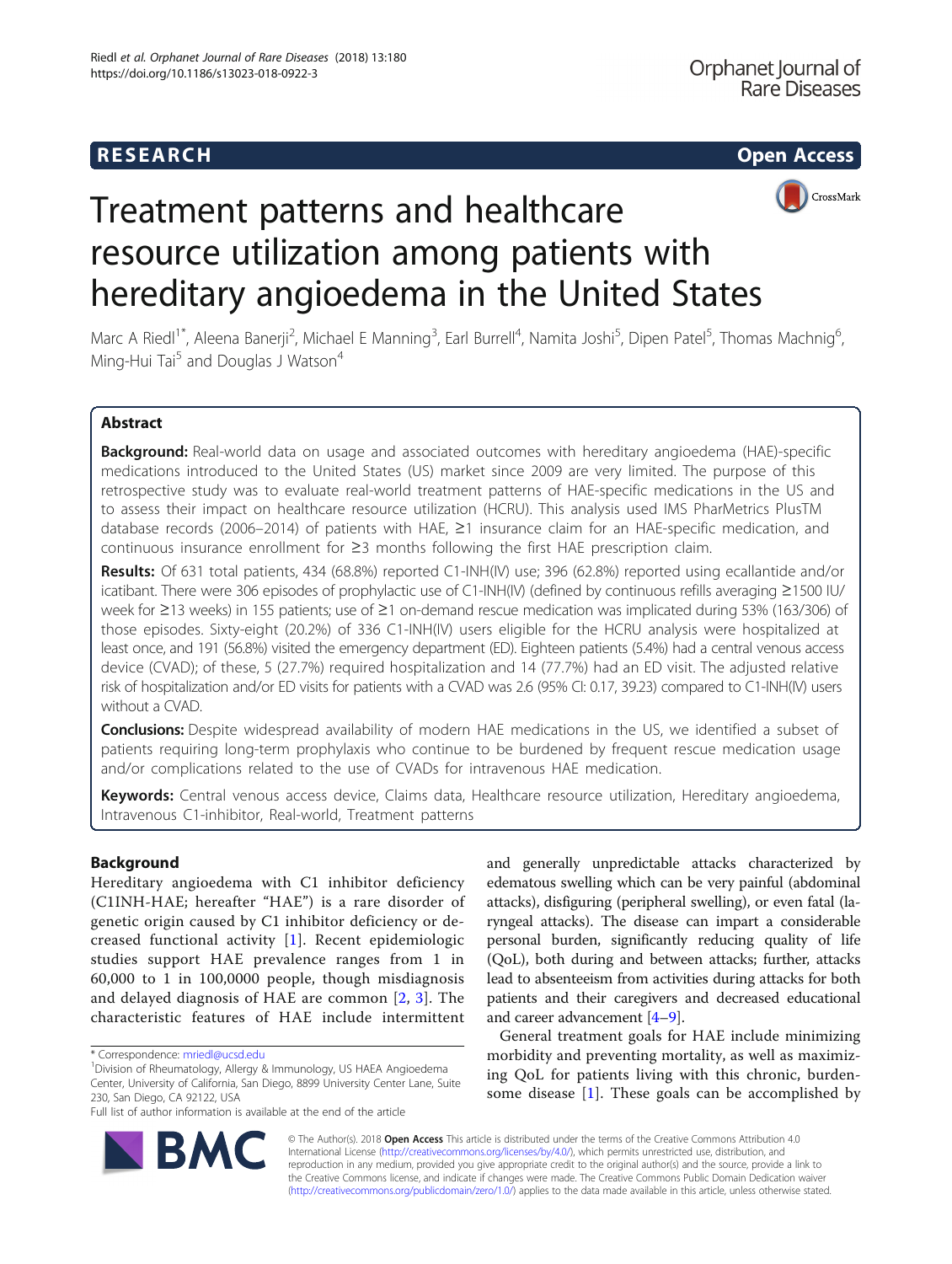**RESEARCH** **Open Access**

# Treatment patterns and healthcare resource utilization among patients with hereditary angioedema in the United States

Marc A Riedl[1*], Aleena Banerji[2], Michael E Manning[3], Earl Burrell[4], Namita Joshi[5], Dipen Patel[5], Thomas Machnig[6], Ming-Hui Tai[5] and Douglas J Watson[4]

## Abstract

**Background:** Real-world data on usage and associated outcomes with hereditary angioedema (HAE)-specific medications introduced to the United States (US) market since 2009 are very limited. The purpose of this retrospective study was to evaluate real-world treatment patterns of HAE-specific medications in the US and to assess their impact on healthcare resource utilization (HCRU). This analysis used IMS PharMetrics PlusTM database records (2006–2014) of patients with HAE, ≥1 insurance claim for an HAE-specific medication, and continuous insurance enrollment for ≥3 months following the first HAE prescription claim.

**Results:** Of 631 total patients, 434 (68.8%) reported C1-INH(IV) use; 396 (62.8%) reported using ecallantide and/or icatibant. There were 306 episodes of prophylactic use of C1-INH(IV) (defined by continuous refills averaging ≥1500 IU/week for ≥13 weeks) in 155 patients; use of ≥1 on-demand rescue medication was implicated during 53% (163/306) of those episodes. Sixty-eight (20.2%) of 336 C1-INH(IV) users eligible for the HCRU analysis were hospitalized at least once, and 191 (56.8%) visited the emergency department (ED). Eighteen patients (5.4%) had a central venous access device (CVAD); of these, 5 (27.7%) required hospitalization and 14 (77.7%) had an ED visit. The adjusted relative risk of hospitalization and/or ED visits for patients with a CVAD was 2.6 (95% CI: 0.17, 39.23) compared to C1-INH(IV) users without a CVAD.

**Conclusions:** Despite widespread availability of modern HAE medications in the US, we identified a subset of patients requiring long-term prophylaxis who continue to be burdened by frequent rescue medication usage and/or complications related to the use of CVADs for intravenous HAE medication.

**Keywords:** Central venous access device, Claims data, Healthcare resource utilization, Hereditary angioedema, Intravenous C1-inhibitor, Real-world, Treatment patterns

## Background

Hereditary angioedema with C1 inhibitor deficiency (C1INH-HAE; hereafter "HAE") is a rare disorder of genetic origin caused by C1 inhibitor deficiency or decreased functional activity [1]. Recent epidemiologic studies support HAE prevalence ranges from 1 in 60,000 to 1 in 100,0000 people, though misdiagnosis and delayed diagnosis of HAE are common [2, 3]. The characteristic features of HAE include intermittent and generally unpredictable attacks characterized by edematous swelling which can be very painful (abdominal attacks), disfiguring (peripheral swelling), or even fatal (laryngeal attacks). The disease can impart a considerable personal burden, significantly reducing quality of life (QoL), both during and between attacks; further, attacks lead to absenteeism from activities during attacks for both patients and their caregivers and decreased educational and career advancement [4–9].

General treatment goals for HAE include minimizing morbidity and preventing mortality, as well as maximizing QoL for patients living with this chronic, burdensome disease [1]. These goals can be accomplished by

\* Correspondence: mriedl@ucsd.edu

[1]Division of Rheumatology, Allergy & Immunology, US HAEA Angioedema Center, University of California, San Diego, 8899 University Center Lane, Suite 230, San Diego, CA 92122, USA

Full list of author information is available at the end of the article

© The Author(s). 2018 **Open Access** This article is distributed under the terms of the Creative Commons Attribution 4.0 International License (http://creativecommons.org/licenses/by/4.0/), which permits unrestricted use, distribution, and reproduction in any medium, provided you give appropriate credit to the original author(s) and the source, provide a link to the Creative Commons license, and indicate if changes were made. The Creative Commons Public Domain Dedication waiver (http://creativecommons.org/publicdomain/zero/1.0/) applies to the data made available in this article, unless otherwise stated.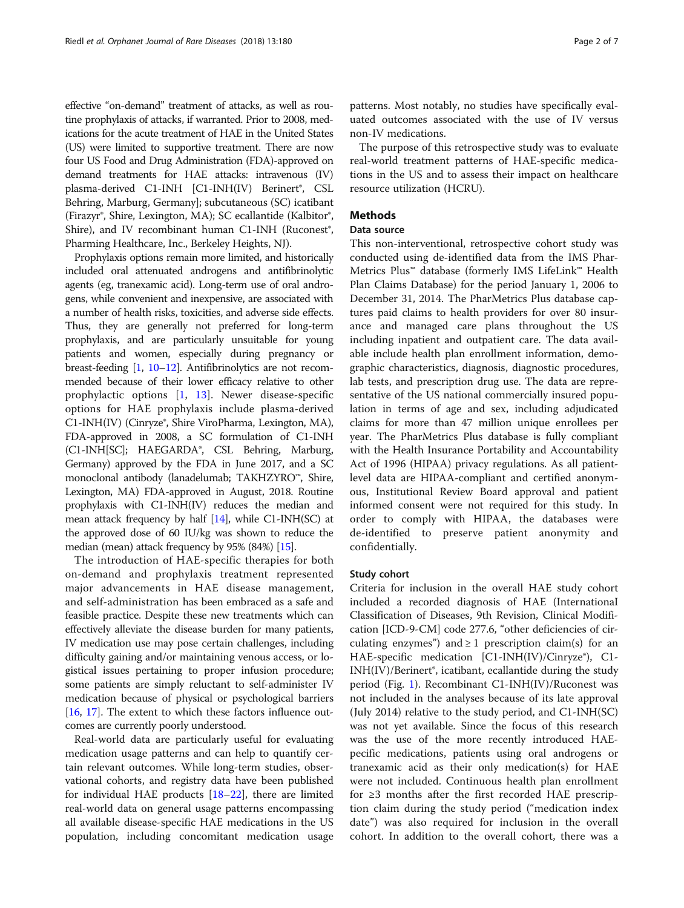effective "on-demand" treatment of attacks, as well as routine prophylaxis of attacks, if warranted. Prior to 2008, medications for the acute treatment of HAE in the United States (US) were limited to supportive treatment. There are now four US Food and Drug Administration (FDA)-approved on demand treatments for HAE attacks: intravenous (IV) plasma-derived C1-INH [C1-INH(IV) Berinert®, CSL Behring, Marburg, Germany]; subcutaneous (SC) icatibant (Firazyr®, Shire, Lexington, MA); SC ecallantide (Kalbitor®, Shire), and IV recombinant human C1-INH (Ruconest®, Pharming Healthcare, Inc., Berkeley Heights, NJ).

Prophylaxis options remain more limited, and historically included oral attenuated androgens and antifibrinolytic agents (eg, tranexamic acid). Long-term use of oral androgens, while convenient and inexpensive, are associated with a number of health risks, toxicities, and adverse side effects. Thus, they are generally not preferred for long-term prophylaxis, and are particularly unsuitable for young patients and women, especially during pregnancy or breast-feeding [1, 10–12]. Antifibrinolytics are not recommended because of their lower efficacy relative to other prophylactic options [1, 13]. Newer disease-specific options for HAE prophylaxis include plasma-derived C1-INH(IV) (Cinryze®, Shire ViroPharma, Lexington, MA), FDA-approved in 2008, a SC formulation of C1-INH (C1-INH[SC]; HAEGARDA®, CSL Behring, Marburg, Germany) approved by the FDA in June 2017, and a SC monoclonal antibody (lanadelumab; TAKHZYRO™, Shire, Lexington, MA) FDA-approved in August, 2018. Routine prophylaxis with C1-INH(IV) reduces the median and mean attack frequency by half [14], while C1-INH(SC) at the approved dose of 60 IU/kg was shown to reduce the median (mean) attack frequency by 95% (84%) [15].

The introduction of HAE-specific therapies for both on-demand and prophylaxis treatment represented major advancements in HAE disease management, and self-administration has been embraced as a safe and feasible practice. Despite these new treatments which can effectively alleviate the disease burden for many patients, IV medication use may pose certain challenges, including difficulty gaining and/or maintaining venous access, or logistical issues pertaining to proper infusion procedure; some patients are simply reluctant to self-administer IV medication because of physical or psychological barriers [16, 17]. The extent to which these factors influence outcomes are currently poorly understood.

Real-world data are particularly useful for evaluating medication usage patterns and can help to quantify certain relevant outcomes. While long-term studies, observational cohorts, and registry data have been published for individual HAE products [18–22], there are limited real-world data on general usage patterns encompassing all available disease-specific HAE medications in the US population, including concomitant medication usage patterns. Most notably, no studies have specifically evaluated outcomes associated with the use of IV versus non-IV medications.

The purpose of this retrospective study was to evaluate real-world treatment patterns of HAE-specific medications in the US and to assess their impact on healthcare resource utilization (HCRU).

## Methods

### Data source

This non-interventional, retrospective cohort study was conducted using de-identified data from the IMS PharMetrics Plus™ database (formerly IMS LifeLink™ Health Plan Claims Database) for the period January 1, 2006 to December 31, 2014. The PharMetrics Plus database captures paid claims to health providers for over 80 insurance and managed care plans throughout the US including inpatient and outpatient care. The data available include health plan enrollment information, demographic characteristics, diagnosis, diagnostic procedures, lab tests, and prescription drug use. The data are representative of the US national commercially insured population in terms of age and sex, including adjudicated claims for more than 47 million unique enrollees per year. The PharMetrics Plus database is fully compliant with the Health Insurance Portability and Accountability Act of 1996 (HIPAA) privacy regulations. As all patient-level data are HIPAA-compliant and certified anonymous, Institutional Review Board approval and patient informed consent were not required for this study. In order to comply with HIPAA, the databases were de-identified to preserve patient anonymity and confidentially.

### Study cohort

Criteria for inclusion in the overall HAE study cohort included a recorded diagnosis of HAE (International Classification of Diseases, 9th Revision, Clinical Modification [ICD-9-CM] code 277.6, "other deficiencies of circulating enzymes") and ≥ 1 prescription claim(s) for an HAE-specific medication [C1-INH(IV)/Cinryze®), C1-INH(IV)/Berinert®, icatibant, ecallantide during the study period (Fig. 1). Recombinant C1-INH(IV)/Ruconest was not included in the analyses because of its late approval (July 2014) relative to the study period, and C1-INH(SC) was not yet available. Since the focus of this research was the use of the more recently introduced HAE-pecific medications, patients using oral androgens or tranexamic acid as their only medication(s) for HAE were not included. Continuous health plan enrollment for ≥3 months after the first recorded HAE prescription claim during the study period ("medication index date") was also required for inclusion in the overall cohort. In addition to the overall cohort, there was a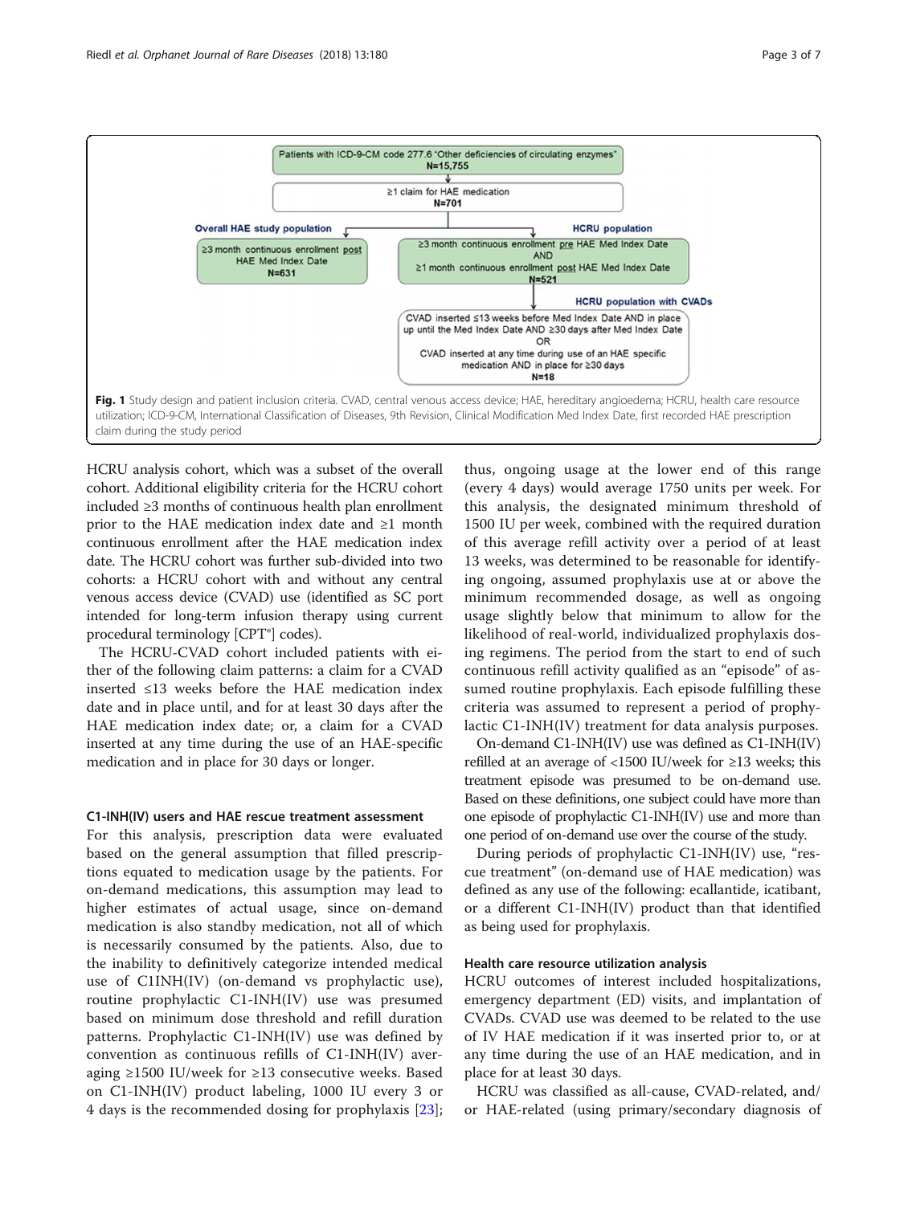Patients with ICD-9-CM code 277.6 "Other deficiencies of circulating enzymes"
**N=15,755**

≥1 claim for HAE medication
**N=701**

**Overall HAE study population**

≥3 month continuous enrollment post HAE Med Index Date
**N=631**

**HCRU population**

≥3 month continuous enrollment pre HAE Med Index Date AND ≥1 month continuous enrollment post HAE Med Index Date
**N=521**

**HCRU population with CVADs**

CVAD inserted ≤13 weeks before Med Index Date AND in place up until the Med Index Date AND ≥30 days after Med Index Date OR CVAD inserted at any time during use of an HAE specific medication AND in place for ≥30 days
**N=18**

**Fig. 1** Study design and patient inclusion criteria. CVAD, central venous access device; HAE, hereditary angioedema; HCRU, health care resource utilization; ICD-9-CM, International Classification of Diseases, 9th Revision, Clinical Modification Med Index Date, first recorded HAE prescription claim during the study period

HCRU analysis cohort, which was a subset of the overall cohort. Additional eligibility criteria for the HCRU cohort included ≥3 months of continuous health plan enrollment prior to the HAE medication index date and ≥1 month continuous enrollment after the HAE medication index date. The HCRU cohort was further sub-divided into two cohorts: a HCRU cohort with and without any central venous access device (CVAD) use (identified as SC port intended for long-term infusion therapy using current procedural terminology [CPT®] codes).

The HCRU-CVAD cohort included patients with either of the following claim patterns: a claim for a CVAD inserted ≤13 weeks before the HAE medication index date and in place until, and for at least 30 days after the HAE medication index date; or, a claim for a CVAD inserted at any time during the use of an HAE-specific medication and in place for 30 days or longer.

### C1-INH(IV) users and HAE rescue treatment assessment

For this analysis, prescription data were evaluated based on the general assumption that filled prescriptions equated to medication usage by the patients. For on-demand medications, this assumption may lead to higher estimates of actual usage, since on-demand medication is also standby medication, not all of which is necessarily consumed by the patients. Also, due to the inability to definitively categorize intended medical use of C1INH(IV) (on-demand vs prophylactic use), routine prophylactic C1-INH(IV) use was presumed based on minimum dose threshold and refill duration patterns. Prophylactic C1-INH(IV) use was defined by convention as continuous refills of C1-INH(IV) averaging ≥1500 IU/week for ≥13 consecutive weeks. Based on C1-INH(IV) product labeling, 1000 IU every 3 or 4 days is the recommended dosing for prophylaxis [23]; thus, ongoing usage at the lower end of this range (every 4 days) would average 1750 units per week. For this analysis, the designated minimum threshold of 1500 IU per week, combined with the required duration of this average refill activity over a period of at least 13 weeks, was determined to be reasonable for identifying ongoing, assumed prophylaxis use at or above the minimum recommended dosage, as well as ongoing usage slightly below that minimum to allow for the likelihood of real-world, individualized prophylaxis dosing regimens. The period from the start to end of such continuous refill activity qualified as an "episode" of assumed routine prophylaxis. Each episode fulfilling these criteria was assumed to represent a period of prophylactic C1-INH(IV) treatment for data analysis purposes.

On-demand C1-INH(IV) use was defined as C1-INH(IV) refilled at an average of <1500 IU/week for ≥13 weeks; this treatment episode was presumed to be on-demand use. Based on these definitions, one subject could have more than one episode of prophylactic C1-INH(IV) use and more than one period of on-demand use over the course of the study.

During periods of prophylactic C1-INH(IV) use, "rescue treatment" (on-demand use of HAE medication) was defined as any use of the following: ecallantide, icatibant, or a different C1-INH(IV) product than that identified as being used for prophylaxis.

### Health care resource utilization analysis

HCRU outcomes of interest included hospitalizations, emergency department (ED) visits, and implantation of CVADs. CVAD use was deemed to be related to the use of IV HAE medication if it was inserted prior to, or at any time during the use of an HAE medication, and in place for at least 30 days.

HCRU was classified as all-cause, CVAD-related, and/or HAE-related (using primary/secondary diagnosis of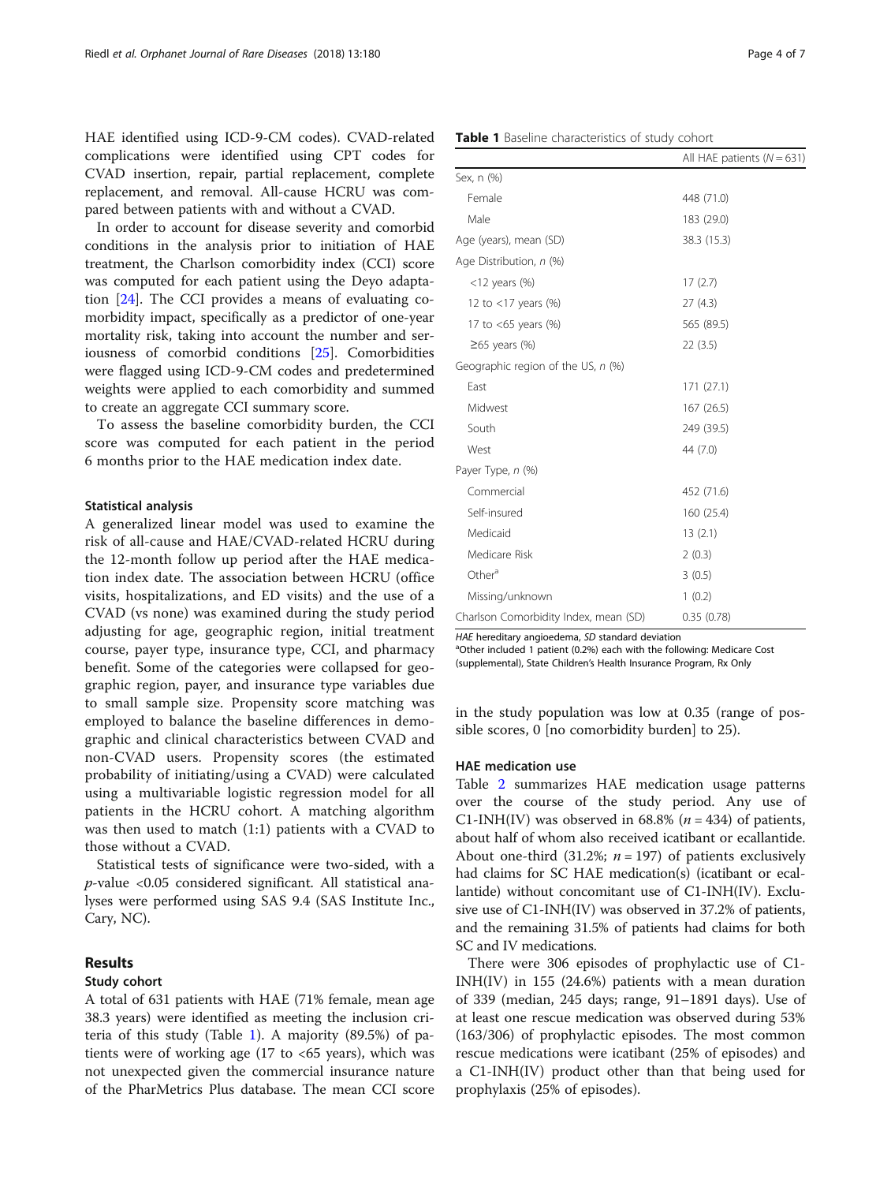HAE identified using ICD-9-CM codes). CVAD-related complications were identified using CPT codes for CVAD insertion, repair, partial replacement, complete replacement, and removal. All-cause HCRU was compared between patients with and without a CVAD.

In order to account for disease severity and comorbid conditions in the analysis prior to initiation of HAE treatment, the Charlson comorbidity index (CCI) score was computed for each patient using the Deyo adaptation [24]. The CCI provides a means of evaluating comorbidity impact, specifically as a predictor of one-year mortality risk, taking into account the number and seriousness of comorbid conditions [25]. Comorbidities were flagged using ICD-9-CM codes and predetermined weights were applied to each comorbidity and summed to create an aggregate CCI summary score.

To assess the baseline comorbidity burden, the CCI score was computed for each patient in the period 6 months prior to the HAE medication index date.

### Statistical analysis

A generalized linear model was used to examine the risk of all-cause and HAE/CVAD-related HCRU during the 12-month follow up period after the HAE medication index date. The association between HCRU (office visits, hospitalizations, and ED visits) and the use of a CVAD (vs none) was examined during the study period adjusting for age, geographic region, initial treatment course, payer type, insurance type, CCI, and pharmacy benefit. Some of the categories were collapsed for geographic region, payer, and insurance type variables due to small sample size. Propensity score matching was employed to balance the baseline differences in demographic and clinical characteristics between CVAD and non-CVAD users. Propensity scores (the estimated probability of initiating/using a CVAD) were calculated using a multivariable logistic regression model for all patients in the HCRU cohort. A matching algorithm was then used to match (1:1) patients with a CVAD to those without a CVAD.

Statistical tests of significance were two-sided, with a *p*-value <0.05 considered significant. All statistical analyses were performed using SAS 9.4 (SAS Institute Inc., Cary, NC).

## Results

### Study cohort

A total of 631 patients with HAE (71% female, mean age 38.3 years) were identified as meeting the inclusion criteria of this study (Table 1). A majority (89.5%) of patients were of working age (17 to <65 years), which was not unexpected given the commercial insurance nature of the PharMetrics Plus database. The mean CCI score in the study population was low at 0.35 (range of possible scores, 0 [no comorbidity burden] to 25).

**Table 1** Baseline characteristics of study cohort

| | All HAE patients (*N* = 631) |
|---|---|
| Sex, n (%) | |
| Female | 448 (71.0) |
| Male | 183 (29.0) |
| Age (years), mean (SD) | 38.3 (15.3) |
| Age Distribution, *n* (%) | |
| <12 years (%) | 17 (2.7) |
| 12 to <17 years (%) | 27 (4.3) |
| 17 to <65 years (%) | 565 (89.5) |
| ≥65 years (%) | 22 (3.5) |
| Geographic region of the US, *n* (%) | |
| East | 171 (27.1) |
| Midwest | 167 (26.5) |
| South | 249 (39.5) |
| West | 44 (7.0) |
| Payer Type, *n* (%) | |
| Commercial | 452 (71.6) |
| Self-insured | 160 (25.4) |
| Medicaid | 13 (2.1) |
| Medicare Risk | 2 (0.3) |
| Other[a] | 3 (0.5) |
| Missing/unknown | 1 (0.2) |
| Charlson Comorbidity Index, mean (SD) | 0.35 (0.78) |

*HAE* hereditary angioedema, *SD* standard deviation
[a]Other included 1 patient (0.2%) each with the following: Medicare Cost (supplemental), State Children's Health Insurance Program, Rx Only

### HAE medication use

Table 2 summarizes HAE medication usage patterns over the course of the study period. Any use of C1-INH(IV) was observed in 68.8% (*n* = 434) of patients, about half of whom also received icatibant or ecallantide. About one-third (31.2%; *n* = 197) of patients exclusively had claims for SC HAE medication(s) (icatibant or ecallantide) without concomitant use of C1-INH(IV). Exclusive use of C1-INH(IV) was observed in 37.2% of patients, and the remaining 31.5% of patients had claims for both SC and IV medications.

There were 306 episodes of prophylactic use of C1-INH(IV) in 155 (24.6%) patients with a mean duration of 339 (median, 245 days; range, 91–1891 days). Use of at least one rescue medication was observed during 53% (163/306) of prophylactic episodes. The most common rescue medications were icatibant (25% of episodes) and a C1-INH(IV) product other than that being used for prophylaxis (25% of episodes).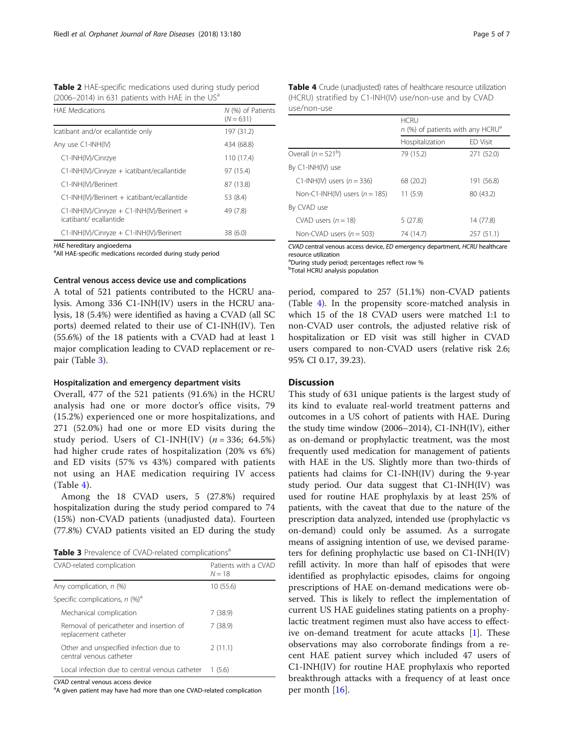**Table 2** HAE-specific medications used during study period (2006–2014) in 631 patients with HAE in the US[a]

| HAE Medications | N (%) of Patients (N = 631) |
|---|---|
| Icatibant and/or ecallantide only | 197 (31.2) |
| Any use C1-INH(IV) | 434 (68.8) |
| C1-INH(IV)/Cinrzye | 110 (17.4) |
| C1-INH(IV)/Cinryze + icatibant/ecallantide | 97 (15.4) |
| C1-INH(IV)/Berinert | 87 (13.8) |
| C1-INH(IV)/Berinert + icatibant/ecallantide | 53 (8.4) |
| C1-INH(IV)/Cinryze + C1-INH(IV)/Berinert + icatibant/ ecallantide | 49 (7.8) |
| C1-INH(IV)/Cinryze + C1-INH(IV)/Berinert | 38 (6.0) |

*HAE* hereditary angioedema
[a]All HAE-specific medications recorded during study period

### Central venous access device use and complications

A total of 521 patients contributed to the HCRU analysis. Among 336 C1-INH(IV) users in the HCRU analysis, 18 (5.4%) were identified as having a CVAD (all SC ports) deemed related to their use of C1-INH(IV). Ten (55.6%) of the 18 patients with a CVAD had at least 1 major complication leading to CVAD replacement or repair (Table 3).

### Hospitalization and emergency department visits

Overall, 477 of the 521 patients (91.6%) in the HCRU analysis had one or more doctor's office visits, 79 (15.2%) experienced one or more hospitalizations, and 271 (52.0%) had one or more ED visits during the study period. Users of C1-INH(IV) ($n = 336$; 64.5%) had higher crude rates of hospitalization (20% vs 6%) and ED visits (57% vs 43%) compared with patients not using an HAE medication requiring IV access (Table 4).

Among the 18 CVAD users, 5 (27.8%) required hospitalization during the study period compared to 74 (15%) non-CVAD patients (unadjusted data). Fourteen (77.8%) CVAD patients visited an ED during the study period, compared to 257 (51.1%) non-CVAD patients (Table 4). In the propensity score-matched analysis in which 15 of the 18 CVAD users were matched 1:1 to non-CVAD user controls, the adjusted relative risk of hospitalization or ED visit was still higher in CVAD users compared to non-CVAD users (relative risk 2.6; 95% CI 0.17, 39.23).

**Table 3** Prevalence of CVAD-related complications[a]

| CVAD-related complication | Patients with a CVAD N = 18 |
|---|---|
| Any complication, n (%) | 10 (55.6) |
| Specific complications, n (%)[a] | |
| Mechanical complication | 7 (38.9) |
| Removal of pericatheter and insertion of replacement catheter | 7 (38.9) |
| Other and unspecified infection due to central venous catheter | 2 (11.1) |
| Local infection due to central venous catheter | 1 (5.6) |

*CVAD* central venous access device
[a]A given patient may have had more than one CVAD-related complication

**Table 4** Crude (unadjusted) rates of healthcare resource utilization (HCRU) stratified by C1-INH(IV) use/non-use and by CVAD use/non-use

| | HCRU n (%) of patients with any HCRU[a] | |
|---|---|---|
| | Hospitalization | ED Visit |
| Overall (n = 521[b]) | 79 (15.2) | 271 (52.0) |
| By C1-INH(IV) use | | |
| C1-INH(IV) users (n = 336) | 68 (20.2) | 191 (56.8) |
| Non-C1-INH(IV) users (n = 185) | 11 (5.9) | 80 (43.2) |
| By CVAD use | | |
| CVAD users (n = 18) | 5 (27.8) | 14 (77.8) |
| Non-CVAD users (n = 503) | 74 (14.7) | 257 (51.1) |

*CVAD* central venous access device, *ED* emergency department, *HCRU* healthcare resource utilization
[a]During study period; percentages reflect row %
[b]Total HCRU analysis population

## Discussion

This study of 631 unique patients is the largest study of its kind to evaluate real-world treatment patterns and outcomes in a US cohort of patients with HAE. During the study time window (2006–2014), C1-INH(IV), either as on-demand or prophylactic treatment, was the most frequently used medication for management of patients with HAE in the US. Slightly more than two-thirds of patients had claims for C1-INH(IV) during the 9-year study period. Our data suggest that C1-INH(IV) was used for routine HAE prophylaxis by at least 25% of patients, with the caveat that due to the nature of the prescription data analyzed, intended use (prophylactic vs on-demand) could only be assumed. As a surrogate means of assigning intention of use, we devised parameters for defining prophylactic use based on C1-INH(IV) refill activity. In more than half of episodes that were identified as prophylactic episodes, claims for ongoing prescriptions of HAE on-demand medications were observed. This is likely to reflect the implementation of current US HAE guidelines stating patients on a prophylactic treatment regimen must also have access to effective on-demand treatment for acute attacks [1]. These observations may also corroborate findings from a recent HAE patient survey which included 47 users of C1-INH(IV) for routine HAE prophylaxis who reported breakthrough attacks with a frequency of at least once per month [16].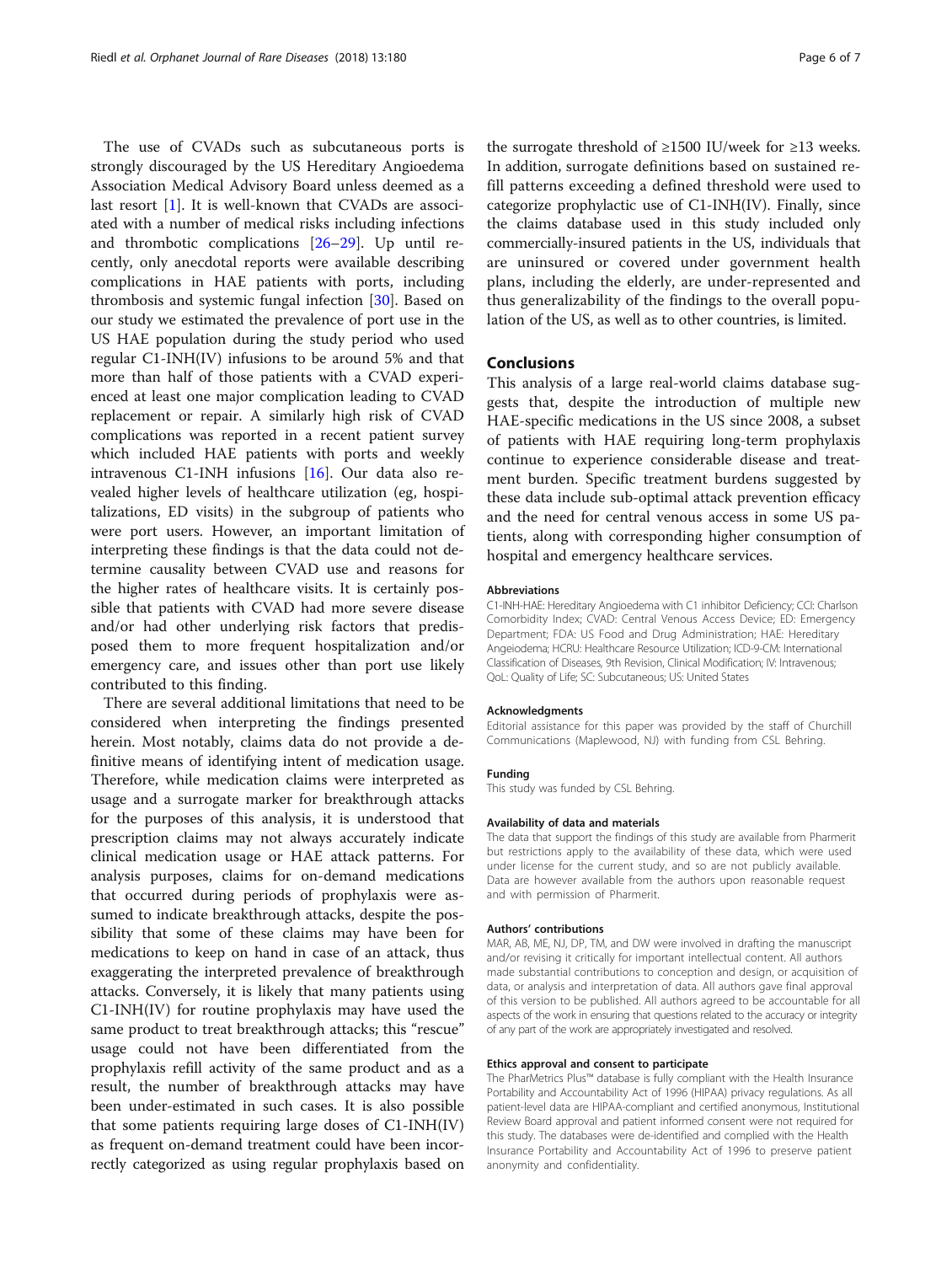The use of CVADs such as subcutaneous ports is strongly discouraged by the US Hereditary Angioedema Association Medical Advisory Board unless deemed as a last resort [1]. It is well-known that CVADs are associated with a number of medical risks including infections and thrombotic complications [26–29]. Up until recently, only anecdotal reports were available describing complications in HAE patients with ports, including thrombosis and systemic fungal infection [30]. Based on our study we estimated the prevalence of port use in the US HAE population during the study period who used regular C1-INH(IV) infusions to be around 5% and that more than half of those patients with a CVAD experienced at least one major complication leading to CVAD replacement or repair. A similarly high risk of CVAD complications was reported in a recent patient survey which included HAE patients with ports and weekly intravenous C1-INH infusions [16]. Our data also revealed higher levels of healthcare utilization (eg, hospitalizations, ED visits) in the subgroup of patients who were port users. However, an important limitation of interpreting these findings is that the data could not determine causality between CVAD use and reasons for the higher rates of healthcare visits. It is certainly possible that patients with CVAD had more severe disease and/or had other underlying risk factors that predisposed them to more frequent hospitalization and/or emergency care, and issues other than port use likely contributed to this finding.

There are several additional limitations that need to be considered when interpreting the findings presented herein. Most notably, claims data do not provide a definitive means of identifying intent of medication usage. Therefore, while medication claims were interpreted as usage and a surrogate marker for breakthrough attacks for the purposes of this analysis, it is understood that prescription claims may not always accurately indicate clinical medication usage or HAE attack patterns. For analysis purposes, claims for on-demand medications that occurred during periods of prophylaxis were assumed to indicate breakthrough attacks, despite the possibility that some of these claims may have been for medications to keep on hand in case of an attack, thus exaggerating the interpreted prevalence of breakthrough attacks. Conversely, it is likely that many patients using C1-INH(IV) for routine prophylaxis may have used the same product to treat breakthrough attacks; this "rescue" usage could not have been differentiated from the prophylaxis refill activity of the same product and as a result, the number of breakthrough attacks may have been under-estimated in such cases. It is also possible that some patients requiring large doses of C1-INH(IV) as frequent on-demand treatment could have been incorrectly categorized as using regular prophylaxis based on the surrogate threshold of ≥1500 IU/week for ≥13 weeks. In addition, surrogate definitions based on sustained refill patterns exceeding a defined threshold were used to categorize prophylactic use of C1-INH(IV). Finally, since the claims database used in this study included only commercially-insured patients in the US, individuals that are uninsured or covered under government health plans, including the elderly, are under-represented and thus generalizability of the findings to the overall population of the US, as well as to other countries, is limited.

## Conclusions

This analysis of a large real-world claims database suggests that, despite the introduction of multiple new HAE-specific medications in the US since 2008, a subset of patients with HAE requiring long-term prophylaxis continue to experience considerable disease and treatment burden. Specific treatment burdens suggested by these data include sub-optimal attack prevention efficacy and the need for central venous access in some US patients, along with corresponding higher consumption of hospital and emergency healthcare services.

### Abbreviations

C1-INH-HAE: Hereditary Angioedema with C1 inhibitor Deficiency; CCI: Charlson Comorbidity Index; CVAD: Central Venous Access Device; ED: Emergency Department; FDA: US Food and Drug Administration; HAE: Hereditary Angeioedema; HCRU: Healthcare Resource Utilization; ICD-9-CM: International Classification of Diseases, 9th Revision, Clinical Modification; IV: Intravenous; QoL: Quality of Life; SC: Subcutaneous; US: United States

### Acknowledgments

Editorial assistance for this paper was provided by the staff of Churchill Communications (Maplewood, NJ) with funding from CSL Behring.

### Funding

This study was funded by CSL Behring.

### Availability of data and materials

The data that support the findings of this study are available from Pharmerit but restrictions apply to the availability of these data, which were used under license for the current study, and so are not publicly available. Data are however available from the authors upon reasonable request and with permission of Pharmerit.

### Authors' contributions

MAR, AB, ME, NJ, DP, TM, and DW were involved in drafting the manuscript and/or revising it critically for important intellectual content. All authors made substantial contributions to conception and design, or acquisition of data, or analysis and interpretation of data. All authors gave final approval of this version to be published. All authors agreed to be accountable for all aspects of the work in ensuring that questions related to the accuracy or integrity of any part of the work are appropriately investigated and resolved.

### Ethics approval and consent to participate

The PharMetrics Plus™ database is fully compliant with the Health Insurance Portability and Accountability Act of 1996 (HIPAA) privacy regulations. As all patient-level data are HIPAA-compliant and certified anonymous, Institutional Review Board approval and patient informed consent were not required for this study. The databases were de-identified and complied with the Health Insurance Portability and Accountability Act of 1996 to preserve patient anonymity and confidentiality.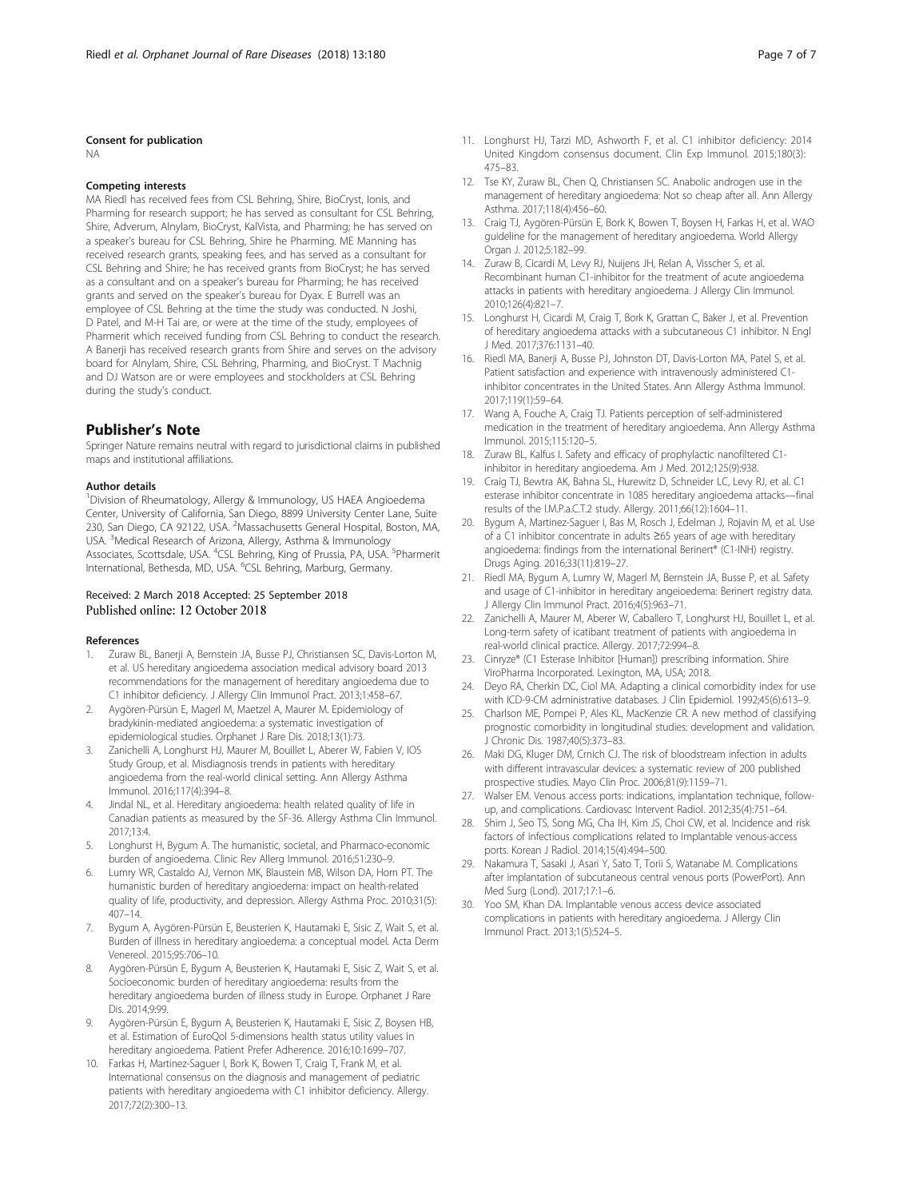#### Consent for publication

NA

#### Competing interests

MA Riedl has received fees from CSL Behring, Shire, BioCryst, Ionis, and Pharming for research support; he has served as consultant for CSL Behring, Shire, Adverum, Alnylam, BioCryst, KalVista, and Pharming; he has served on a speaker's bureau for CSL Behring, Shire he Pharming. ME Manning has received research grants, speaking fees, and has served as a consultant for CSL Behring and Shire; he has received grants from BioCryst; he has served as a consultant and on a speaker's bureau for Pharming; he has received grants and served on the speaker's bureau for Dyax. E Burrell was an employee of CSL Behring at the time the study was conducted. N Joshi, D Patel, and M-H Tai are, or were at the time of the study, employees of Pharmerit which received funding from CSL Behring to conduct the research. A Banerji has received research grants from Shire and serves on the advisory board for Alnylam, Shire, CSL Behring, Pharming, and BioCryst. T Machnig and DJ Watson are or were employees and stockholders at CSL Behring during the study's conduct.

## Publisher's Note

Springer Nature remains neutral with regard to jurisdictional claims in published maps and institutional affiliations.

#### Author details

[1]Division of Rheumatology, Allergy & Immunology, US HAEA Angioedema Center, University of California, San Diego, 8899 University Center Lane, Suite 230, San Diego, CA 92122, USA. [2]Massachusetts General Hospital, Boston, MA, USA. [3]Medical Research of Arizona, Allergy, Asthma & Immunology Associates, Scottsdale, USA. [4]CSL Behring, King of Prussia, PA, USA. [5]Pharmerit International, Bethesda, MD, USA. [6]CSL Behring, Marburg, Germany.

Received: 2 March 2018 Accepted: 25 September 2018
Published online: 12 October 2018

#### References

1. Zuraw BL, Banerji A, Bernstein JA, Busse PJ, Christiansen SC, Davis-Lorton M, et al. US hereditary angioedema association medical advisory board 2013 recommendations for the management of hereditary angioedema due to C1 inhibitor deficiency. J Allergy Clin Immunol Pract. 2013;1:458–67.
2. Aygören-Pürsün E, Magerl M, Maetzel A, Maurer M. Epidemiology of bradykinin-mediated angioedema: a systematic investigation of epidemiological studies. Orphanet J Rare Dis. 2018;13(1):73.
3. Zanichelli A, Longhurst HJ, Maurer M, Bouillet L, Aberer W, Fabien V, IOS Study Group, et al. Misdiagnosis trends in patients with hereditary angioedema from the real-world clinical setting. Ann Allergy Asthma Immunol. 2016;117(4):394–8.
4. Jindal NL, et al. Hereditary angioedema: health related quality of life in Canadian patients as measured by the SF-36. Allergy Asthma Clin Immunol. 2017;13:4.
5. Longhurst H, Bygum A. The humanistic, societal, and Pharmaco-economic burden of angioedema. Clinic Rev Allerg Immunol. 2016;51:230–9.
6. Lumry WR, Castaldo AJ, Vernon MK, Blaustein MB, Wilson DA, Horn PT. The humanistic burden of hereditary angioedema: impact on health-related quality of life, productivity, and depression. Allergy Asthma Proc. 2010;31(5): 407–14.
7. Bygum A, Aygören-Pürsün E, Beusterien K, Hautamaki E, Sisic Z, Wait S, et al. Burden of illness in hereditary angioedema: a conceptual model. Acta Derm Venereol. 2015;95:706–10.
8. Aygören-Pürsün E, Bygum A, Beusterien K, Hautamaki E, Sisic Z, Wait S, et al. Socioeconomic burden of hereditary angioedema: results from the hereditary angioedema burden of illness study in Europe. Orphanet J Rare Dis. 2014;9:99.
9. Aygören-Pürsün E, Bygum A, Beusterien K, Hautamaki E, Sisic Z, Boysen HB, et al. Estimation of EuroQol 5-dimensions health status utility values in hereditary angioedema. Patient Prefer Adherence. 2016;10:1699–707.
10. Farkas H, Martinez-Saguer I, Bork K, Bowen T, Craig T, Frank M, et al. International consensus on the diagnosis and management of pediatric patients with hereditary angioedema with C1 inhibitor deficiency. Allergy. 2017;72(2):300–13.
11. Longhurst HJ, Tarzi MD, Ashworth F, et al. C1 inhibitor deficiency: 2014 United Kingdom consensus document. Clin Exp Immunol. 2015;180(3): 475–83.
12. Tse KY, Zuraw BL, Chen Q, Christiansen SC. Anabolic androgen use in the management of hereditary angioedema: Not so cheap after all. Ann Allergy Asthma. 2017;118(4):456–60.
13. Craig TJ, Aygören-Pürsün E, Bork K, Bowen T, Boysen H, Farkas H, et al. WAO guideline for the management of hereditary angioedema. World Allergy Organ J. 2012;5:182–99.
14. Zuraw B, Cicardi M, Levy RJ, Nuijens JH, Relan A, Visscher S, et al. Recombinant human C1-inhibitor for the treatment of acute angioedema attacks in patients with hereditary angioedema. J Allergy Clin Immunol. 2010;126(4):821–7.
15. Longhurst H, Cicardi M, Craig T, Bork K, Grattan C, Baker J, et al. Prevention of hereditary angioedema attacks with a subcutaneous C1 inhibitor. N Engl J Med. 2017;376:1131–40.
16. Riedl MA, Banerji A, Busse PJ, Johnston DT, Davis-Lorton MA, Patel S, et al. Patient satisfaction and experience with intravenously administered C1-inhibitor concentrates in the United States. Ann Allergy Asthma Immunol. 2017;119(1):59–64.
17. Wang A, Fouche A, Craig TJ. Patients perception of self-administered medication in the treatment of hereditary angioedema. Ann Allergy Asthma Immunol. 2015;115:120–5.
18. Zuraw BL, Kalfus I. Safety and efficacy of prophylactic nanofiltered C1-inhibitor in hereditary angioedema. Am J Med. 2012;125(9):938.
19. Craig TJ, Bewtra AK, Bahna SL, Hurewitz D, Schneider LC, Levy RJ, et al. C1 esterase inhibitor concentrate in 1085 hereditary angioedema attacks—final results of the I.M.P.a.C.T.2 study. Allergy. 2011;66(12):1604–11.
20. Bygum A, Martinez-Saguer I, Bas M, Rosch J, Edelman J, Rojavin M, et al. Use of a C1 inhibitor concentrate in adults ≥65 years of age with hereditary angioedema: findings from the international Berinert® (C1-INH) registry. Drugs Aging. 2016;33(11):819–27.
21. Riedl MA, Bygum A, Lumry W, Magerl M, Bernstein JA, Busse P, et al. Safety and usage of C1-inhibitor in hereditary angeioedema: Berinert registry data. J Allergy Clin Immunol Pract. 2016;4(5):963–71.
22. Zanichelli A, Maurer M, Aberer W, Caballero T, Longhurst HJ, Bouillet L, et al. Long-term safety of icatibant treatment of patients with angioedema in real-world clinical practice. Allergy. 2017;72:994–8.
23. Cinryze® (C1 Esterase Inhibitor [Human]) prescribing information. Shire ViroPharma Incorporated. Lexington, MA, USA; 2018.
24. Deyo RA, Cherkin DC, Ciol MA. Adapting a clinical comorbidity index for use with ICD-9-CM administrative databases. J Clin Epidemiol. 1992;45(6):613–9.
25. Charlson ME, Pompei P, Ales KL, MacKenzie CR. A new method of classifying prognostic comorbidity in longitudinal studies: development and validation. J Chronic Dis. 1987;40(5):373–83.
26. Maki DG, Kluger DM, Crnich CJ. The risk of bloodstream infection in adults with different intravascular devices: a systematic review of 200 published prospective studies. Mayo Clin Proc. 2006;81(9):1159–71.
27. Walser EM. Venous access ports: indications, implantation technique, follow-up, and complications. Cardiovasc Intervent Radiol. 2012;35(4):751–64.
28. Shim J, Seo TS, Song MG, Cha IH, Kim JS, Choi CW, et al. Incidence and risk factors of infectious complications related to implantable venous-access ports. Korean J Radiol. 2014;15(4):494–500.
29. Nakamura T, Sasaki J, Asari Y, Sato T, Torii S, Watanabe M. Complications after implantation of subcutaneous central venous ports (PowerPort). Ann Med Surg (Lond). 2017;17:1–6.
30. Yoo SM, Khan DA. Implantable venous access device associated complications in patients with hereditary angioedema. J Allergy Clin Immunol Pract. 2013;1(5):524–5.